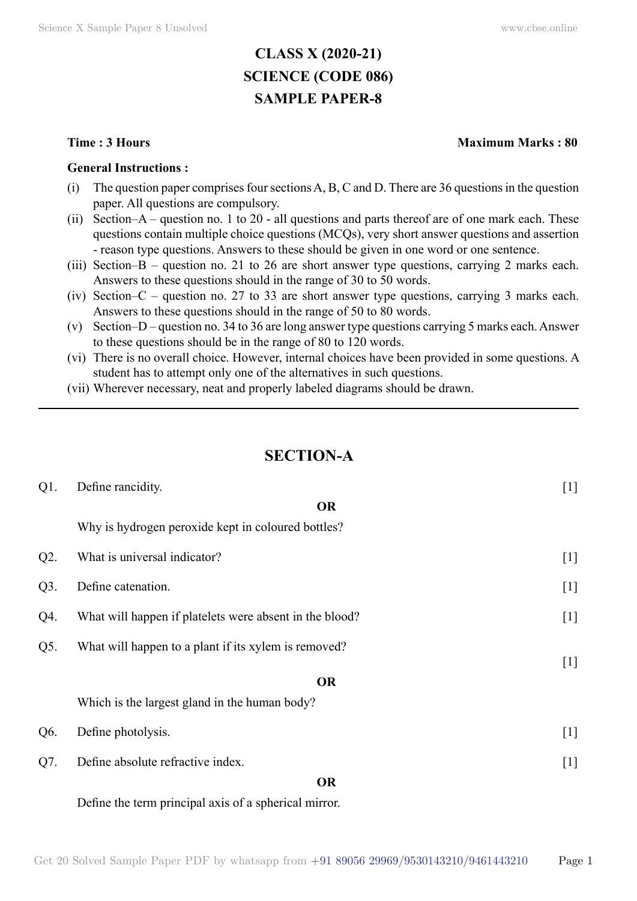# CLASS X (2020-21)
# SCIENCE (CODE 086)
# SAMPLE PAPER-8

**Time : 3 Hours** **Maximum Marks : 80**

**General Instructions :**

(i) The question paper comprises four sections A, B, C and D. There are 36 questions in the question paper. All questions are compulsory.

(ii) Section–A – question no. 1 to 20 - all questions and parts thereof are of one mark each. These questions contain multiple choice questions (MCQs), very short answer questions and assertion - reason type questions. Answers to these should be given in one word or one sentence.

(iii) Section–B – question no. 21 to 26 are short answer type questions, carrying 2 marks each. Answers to these questions should in the range of 30 to 50 words.

(iv) Section–C – question no. 27 to 33 are short answer type questions, carrying 3 marks each. Answers to these questions should in the range of 50 to 80 words.

(v) Section–D – question no. 34 to 36 are long answer type questions carrying 5 marks each. Answer to these questions should be in the range of 80 to 120 words.

(vi) There is no overall choice. However, internal choices have been provided in some questions. A student has to attempt only one of the alternatives in such questions.

(vii) Wherever necessary, neat and properly labeled diagrams should be drawn.

---

## SECTION-A

Q1. Define rancidity. [1]

**OR**

Why is hydrogen peroxide kept in coloured bottles?

Q2. What is universal indicator? [1]

Q3. Define catenation. [1]

Q4. What will happen if platelets were absent in the blood? [1]

Q5. What will happen to a plant if its xylem is removed? [1]

**OR**

Which is the largest gland in the human body?

Q6. Define photolysis. [1]

Q7. Define absolute refractive index. [1]

**OR**

Define the term principal axis of a spherical mirror.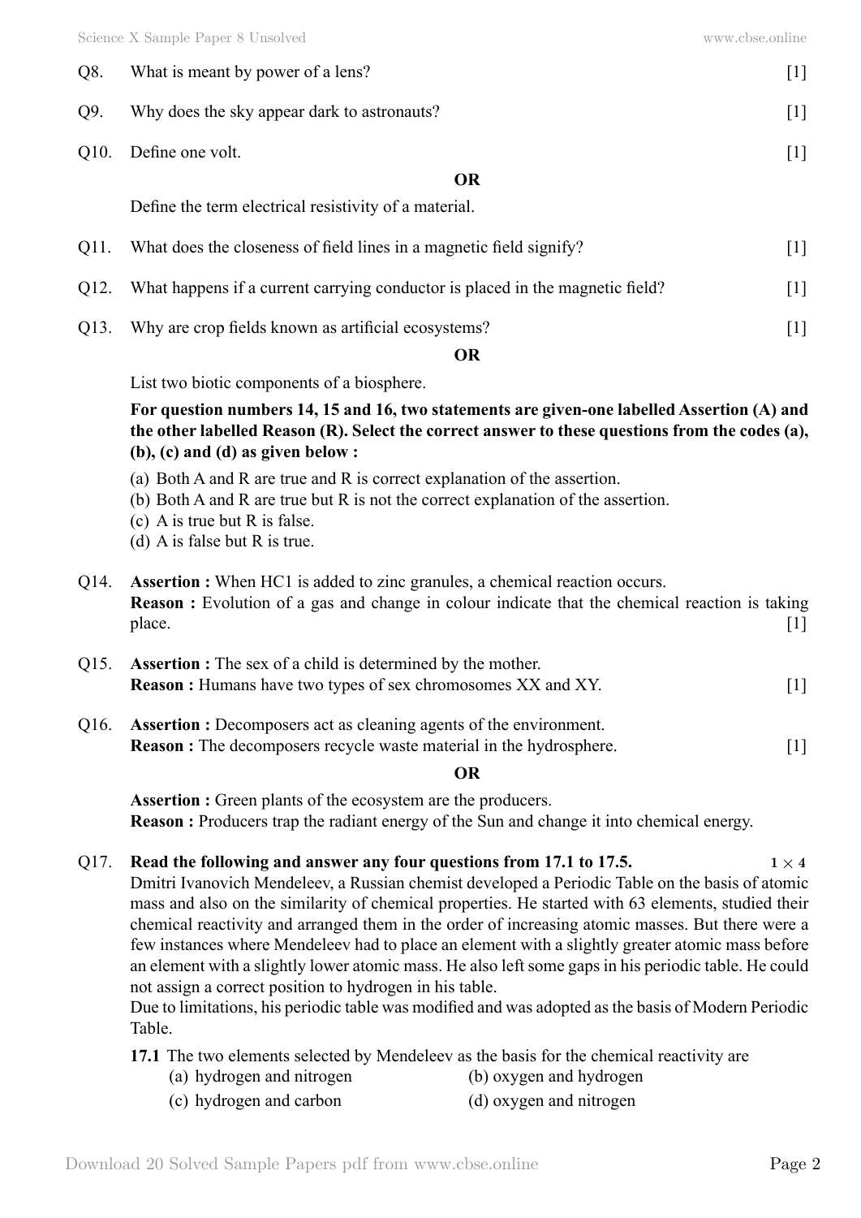Q8. What is meant by power of a lens? [1]

Q9. Why does the sky appear dark to astronauts? [1]

Q10. Define one volt. [1]

**OR**

Define the term electrical resistivity of a material.

Q11. What does the closeness of field lines in a magnetic field signify? [1]

Q12. What happens if a current carrying conductor is placed in the magnetic field? [1]

Q13. Why are crop fields known as artificial ecosystems? [1]

**OR**

List two biotic components of a biosphere.

**For question numbers 14, 15 and 16, two statements are given-one labelled Assertion (A) and the other labelled Reason (R). Select the correct answer to these questions from the codes (a), (b), (c) and (d) as given below :**

(a) Both A and R are true and R is correct explanation of the assertion.
(b) Both A and R are true but R is not the correct explanation of the assertion.
(c) A is true but R is false.
(d) A is false but R is true.

Q14. **Assertion :** When HC1 is added to zinc granules, a chemical reaction occurs.
**Reason :** Evolution of a gas and change in colour indicate that the chemical reaction is taking place. [1]

Q15. **Assertion :** The sex of a child is determined by the mother.
**Reason :** Humans have two types of sex chromosomes XX and XY. [1]

Q16. **Assertion :** Decomposers act as cleaning agents of the environment.
**Reason :** The decomposers recycle waste material in the hydrosphere. [1]

**OR**

**Assertion :** Green plants of the ecosystem are the producers.
**Reason :** Producers trap the radiant energy of the Sun and change it into chemical energy.

Q17. **Read the following and answer any four questions from 17.1 to 17.5.** **$1 \times 4$**

Dmitri Ivanovich Mendeleev, a Russian chemist developed a Periodic Table on the basis of atomic mass and also on the similarity of chemical properties. He started with 63 elements, studied their chemical reactivity and arranged them in the order of increasing atomic masses. But there were a few instances where Mendeleev had to place an element with a slightly greater atomic mass before an element with a slightly lower atomic mass. He also left some gaps in his periodic table. He could not assign a correct position to hydrogen in his table.

Due to limitations, his periodic table was modified and was adopted as the basis of Modern Periodic Table.

**17.1** The two elements selected by Mendeleev as the basis for the chemical reactivity are

(a) hydrogen and nitrogen
(b) oxygen and hydrogen
(c) hydrogen and carbon
(d) oxygen and nitrogen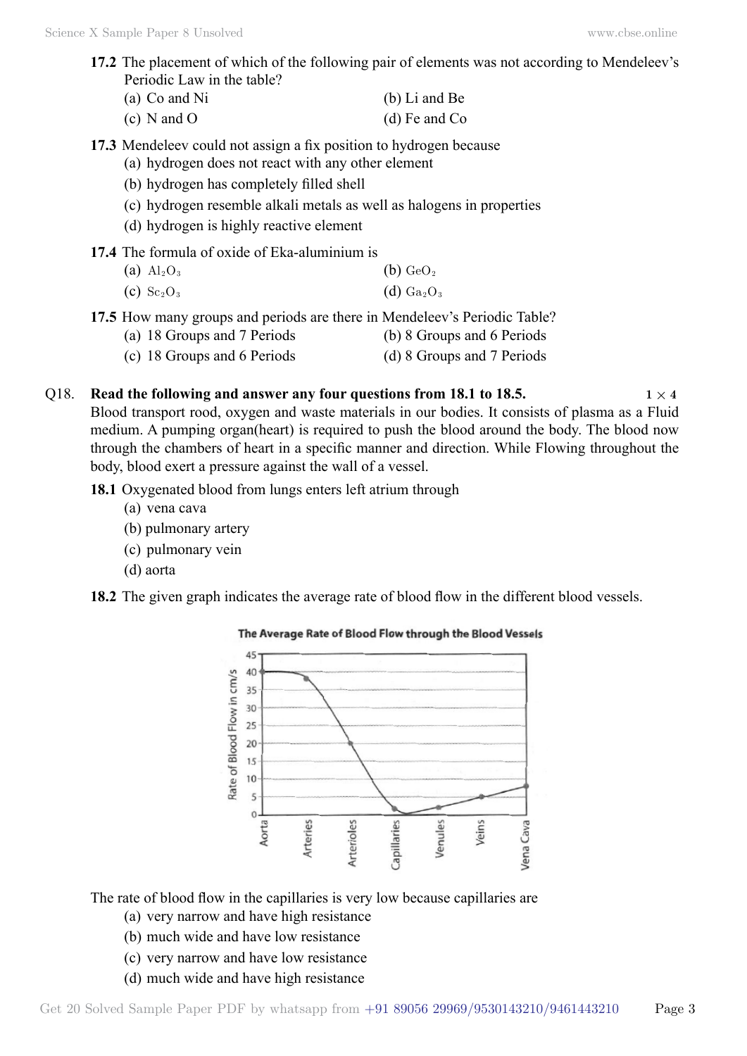**17.2** The placement of which of the following pair of elements was not according to Mendeleev's Periodic Law in the table?

(a) Co and Ni
(b) Li and Be
(c) N and O
(d) Fe and Co

**17.3** Mendeleev could not assign a fix position to hydrogen because

(a) hydrogen does not react with any other element
(b) hydrogen has completely filled shell
(c) hydrogen resemble alkali metals as well as halogens in properties
(d) hydrogen is highly reactive element

**17.4** The formula of oxide of Eka-aluminium is

(a) $Al_2O_3$
(b) $GeO_2$
(c) $Sc_2O_3$
(d) $Ga_2O_3$

**17.5** How many groups and periods are there in Mendeleev's Periodic Table?

(a) 18 Groups and 7 Periods
(b) 8 Groups and 6 Periods
(c) 18 Groups and 6 Periods
(d) 8 Groups and 7 Periods

Q18. **Read the following and answer any four questions from 18.1 to 18.5.** $1 \times 4$

Blood transport rood, oxygen and waste materials in our bodies. It consists of plasma as a Fluid medium. A pumping organ(heart) is required to push the blood around the body. The blood now through the chambers of heart in a specific manner and direction. While Flowing throughout the body, blood exert a pressure against the wall of a vessel.

**18.1** Oxygenated blood from lungs enters left atrium through

(a) vena cava
(b) pulmonary artery
(c) pulmonary vein
(d) aorta

**18.2** The given graph indicates the average rate of blood flow in the different blood vessels.

The Average Rate of Blood Flow through the Blood Vessels

The rate of blood flow in the capillaries is very low because capillaries are

(a) very narrow and have high resistance
(b) much wide and have low resistance
(c) very narrow and have low resistance
(d) much wide and have high resistance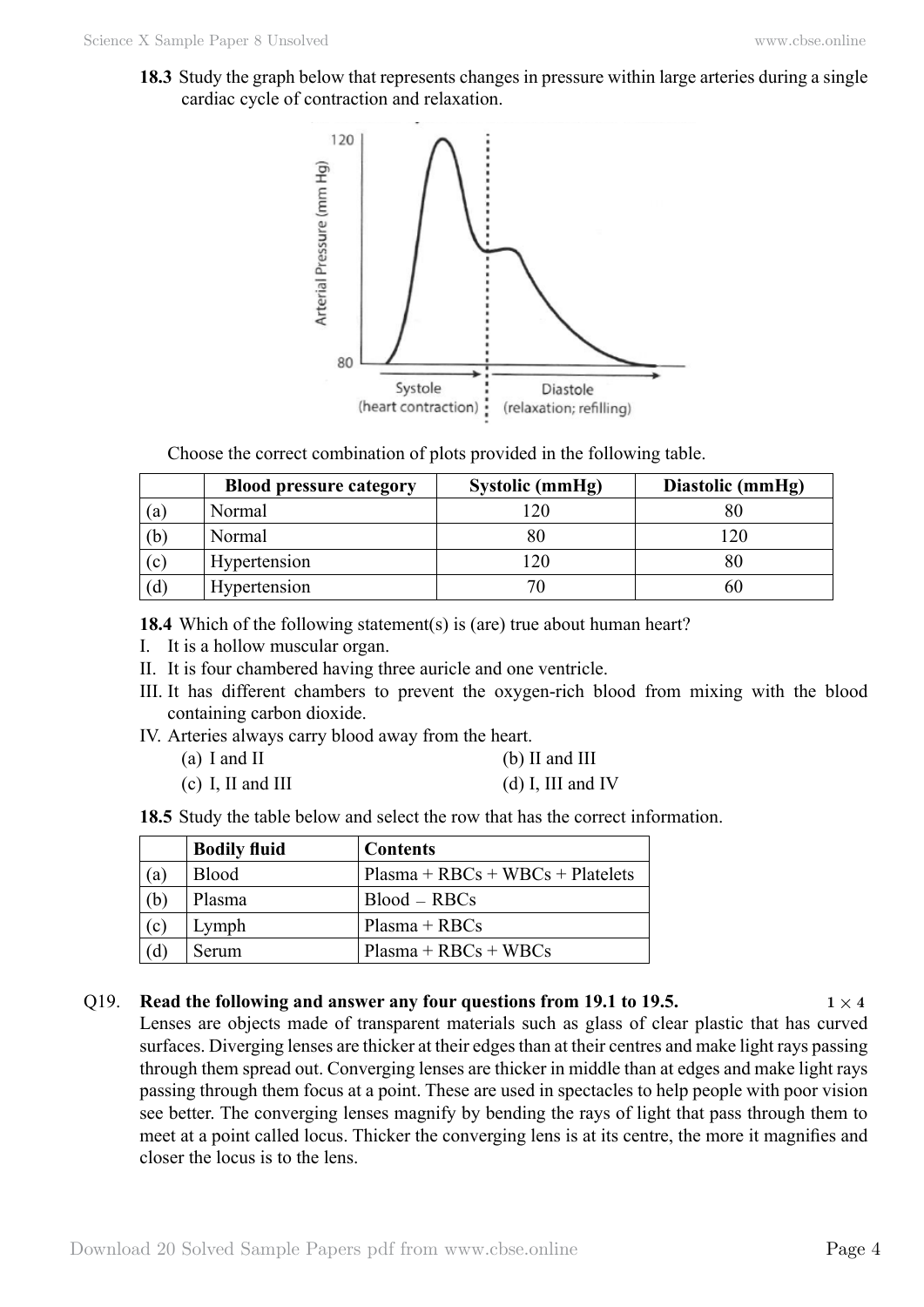**18.3** Study the graph below that represents changes in pressure within large arteries during a single cardiac cycle of contraction and relaxation.

Choose the correct combination of plots provided in the following table.

| | Blood pressure category | Systolic (mmHg) | Diastolic (mmHg) |
|---|---|---|---|
| (a) | Normal | 120 | 80 |
| (b) | Normal | 80 | 120 |
| (c) | Hypertension | 120 | 80 |
| (d) | Hypertension | 70 | 60 |

**18.4** Which of the following statement(s) is (are) true about human heart?

I. It is a hollow muscular organ.

II. It is four chambered having three auricle and one ventricle.

III. It has different chambers to prevent the oxygen-rich blood from mixing with the blood containing carbon dioxide.

IV. Arteries always carry blood away from the heart.

(a) I and II
(b) II and III
(c) I, II and III
(d) I, III and IV

**18.5** Study the table below and select the row that has the correct information.

| | Bodily fluid | Contents |
|---|---|---|
| (a) | Blood | Plasma + RBCs + WBCs + Platelets |
| (b) | Plasma | Blood – RBCs |
| (c) | Lymph | Plasma + RBCs |
| (d) | Serum | Plasma + RBCs + WBCs |

Q19. **Read the following and answer any four questions from 19.1 to 19.5.** **$1 \times 4$**

Lenses are objects made of transparent materials such as glass of clear plastic that has curved surfaces. Diverging lenses are thicker at their edges than at their centres and make light rays passing through them spread out. Converging lenses are thicker in middle than at edges and make light rays passing through them focus at a point. These are used in spectacles to help people with poor vision see better. The converging lenses magnify by bending the rays of light that pass through them to meet at a point called locus. Thicker the converging lens is at its centre, the more it magnifies and closer the locus is to the lens.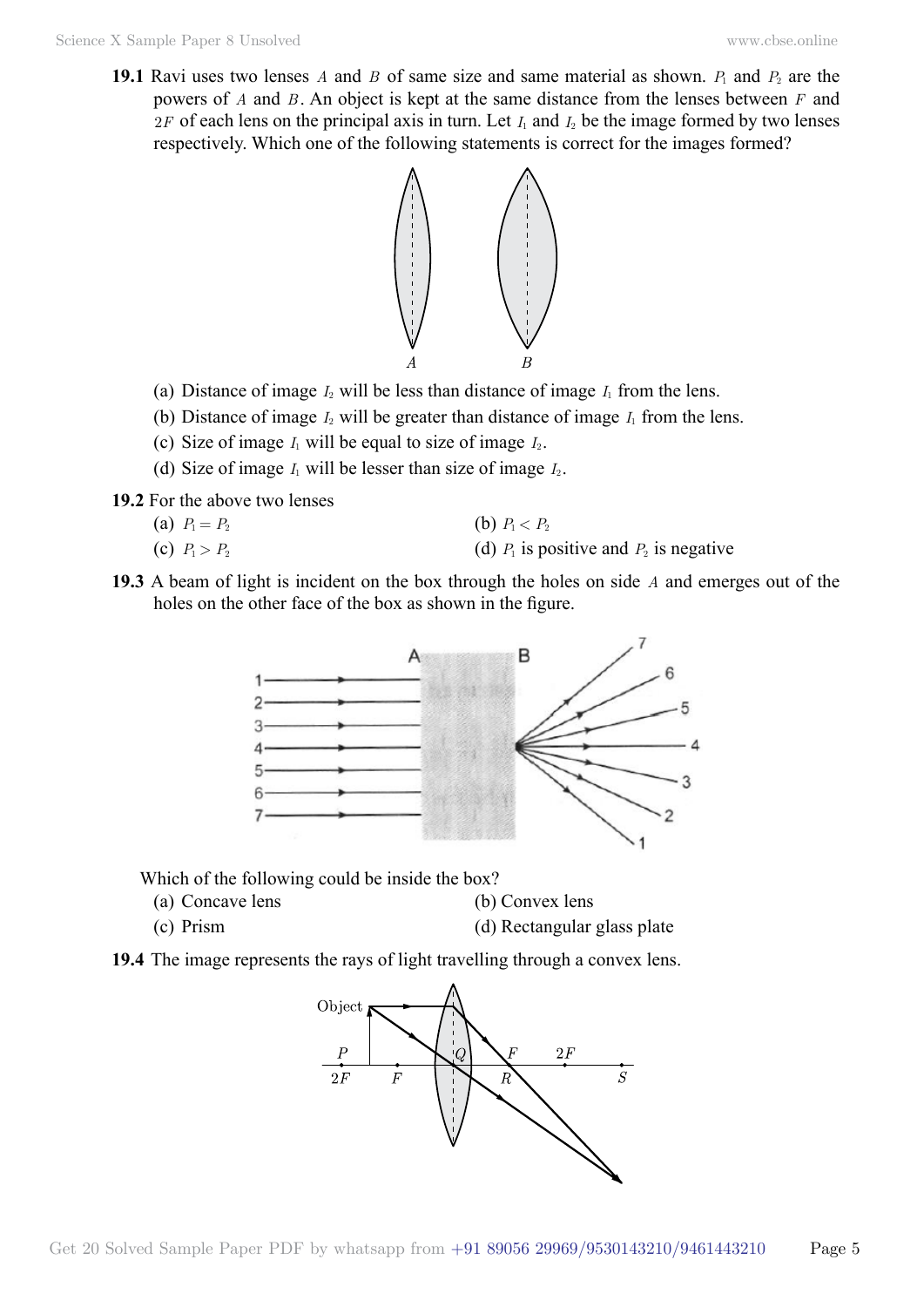**19.1** Ravi uses two lenses $A$ and $B$ of same size and same material as shown. $P_1$ and $P_2$ are the powers of $A$ and $B$. An object is kept at the same distance from the lenses between $F$ and $2F$ of each lens on the principal axis in turn. Let $I_1$ and $I_2$ be the image formed by two lenses respectively. Which one of the following statements is correct for the images formed?

(a) Distance of image $I_2$ will be less than distance of image $I_1$ from the lens.

(b) Distance of image $I_2$ will be greater than distance of image $I_1$ from the lens.

(c) Size of image $I_1$ will be equal to size of image $I_2$.

(d) Size of image $I_1$ will be lesser than size of image $I_2$.

**19.2** For the above two lenses

(a) $P_1 = P_2$

(b) $P_1 < P_2$

(c) $P_1 > P_2$

(d) $P_1$ is positive and $P_2$ is negative

**19.3** A beam of light is incident on the box through the holes on side $A$ and emerges out of the holes on the other face of the box as shown in the figure.

Which of the following could be inside the box?

(a) Concave lens

(b) Convex lens

(c) Prism

(d) Rectangular glass plate

**19.4** The image represents the rays of light travelling through a convex lens.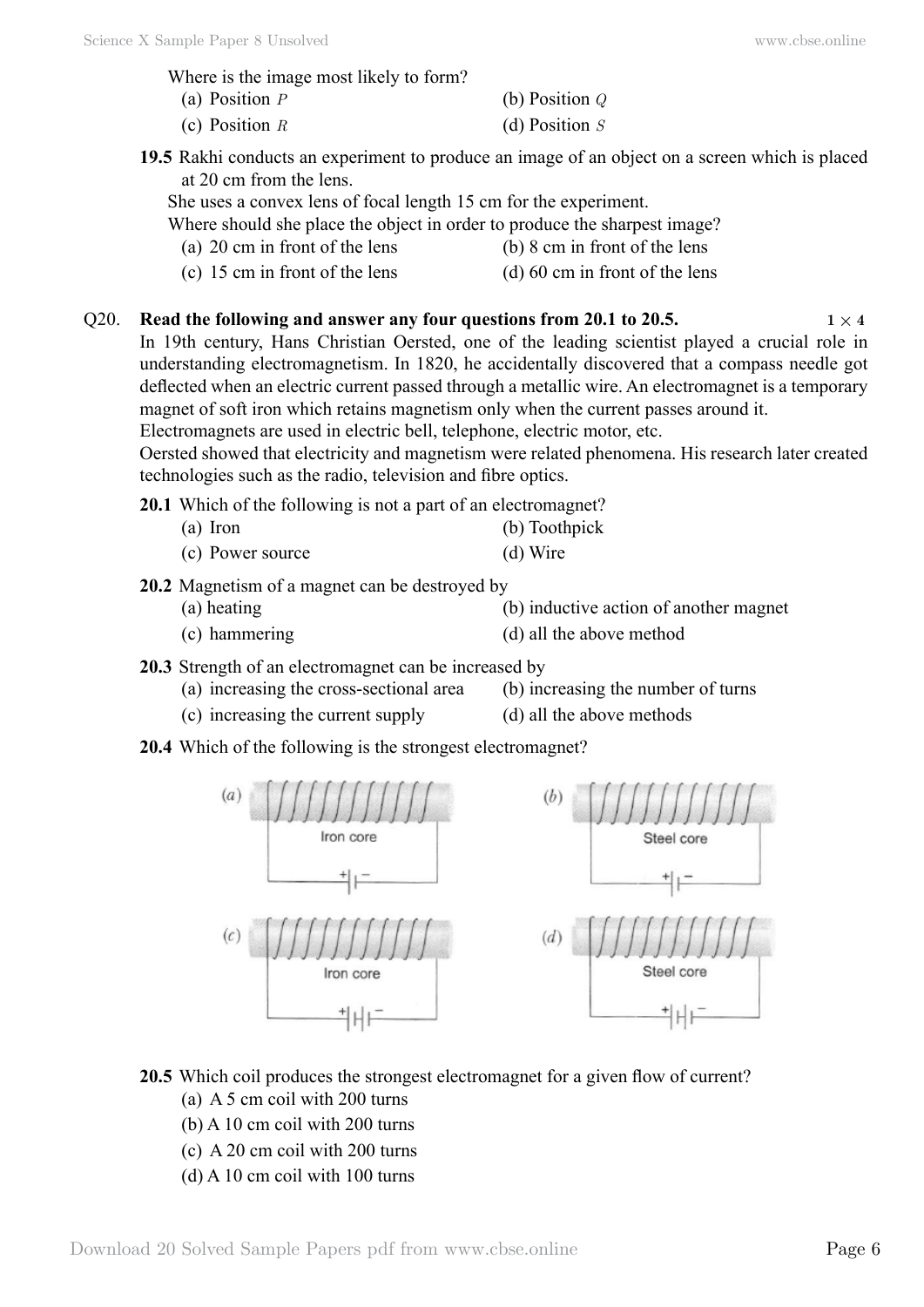Where is the image most likely to form?

(a) Position $P$ (b) Position $Q$

(c) Position $R$ (d) Position $S$

**19.5** Rakhi conducts an experiment to produce an image of an object on a screen which is placed at 20 cm from the lens.

She uses a convex lens of focal length 15 cm for the experiment.

Where should she place the object in order to produce the sharpest image?

(a) 20 cm in front of the lens (b) 8 cm in front of the lens

(c) 15 cm in front of the lens (d) 60 cm in front of the lens

Q20. **Read the following and answer any four questions from 20.1 to 20.5.** **$1 \times 4$**

In 19th century, Hans Christian Oersted, one of the leading scientist played a crucial role in understanding electromagnetism. In 1820, he accidentally discovered that a compass needle got deflected when an electric current passed through a metallic wire. An electromagnet is a temporary magnet of soft iron which retains magnetism only when the current passes around it.

Electromagnets are used in electric bell, telephone, electric motor, etc.

Oersted showed that electricity and magnetism were related phenomena. His research later created technologies such as the radio, television and fibre optics.

**20.1** Which of the following is not a part of an electromagnet?

(a) Iron (b) Toothpick

(c) Power source (d) Wire

**20.2** Magnetism of a magnet can be destroyed by

(a) heating (b) inductive action of another magnet

(c) hammering (d) all the above method

**20.3** Strength of an electromagnet can be increased by

(a) increasing the cross-sectional area (b) increasing the number of turns

(c) increasing the current supply (d) all the above methods

**20.4** Which of the following is the strongest electromagnet?

(a) Iron core (b) Steel core

(c) Iron core (d) Steel core

**20.5** Which coil produces the strongest electromagnet for a given flow of current?

(a) A 5 cm coil with 200 turns

(b) A 10 cm coil with 200 turns

(c) A 20 cm coil with 200 turns

(d) A 10 cm coil with 100 turns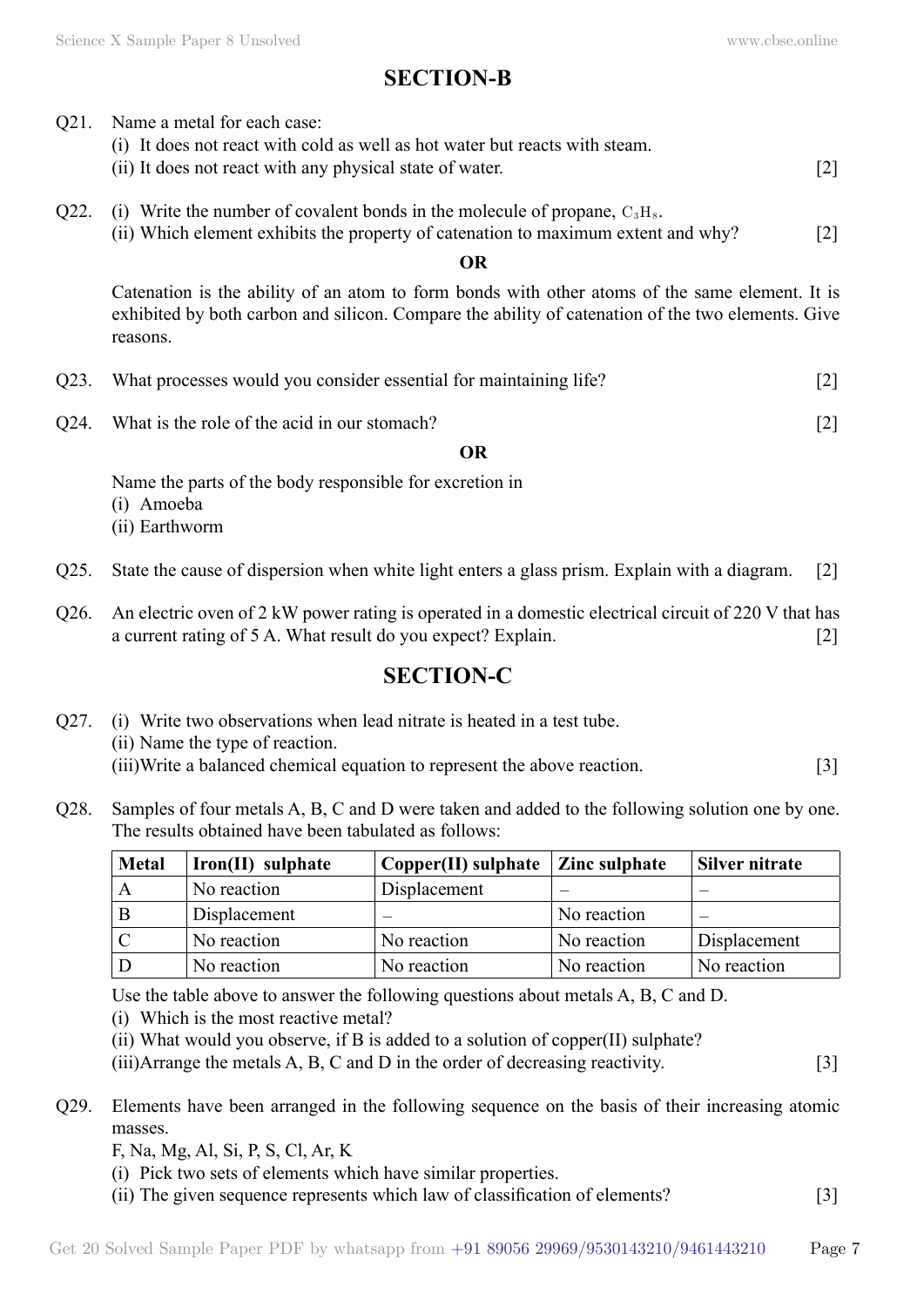## SECTION-B

Q21. Name a metal for each case:
(i) It does not react with cold as well as hot water but reacts with steam.
(ii) It does not react with any physical state of water. [2]

Q22. (i) Write the number of covalent bonds in the molecule of propane, $C_3H_8$.
(ii) Which element exhibits the property of catenation to maximum extent and why? [2]

**OR**

Catenation is the ability of an atom to form bonds with other atoms of the same element. It is exhibited by both carbon and silicon. Compare the ability of catenation of the two elements. Give reasons.

Q23. What processes would you consider essential for maintaining life? [2]

Q24. What is the role of the acid in our stomach? [2]

**OR**

Name the parts of the body responsible for excretion in
(i) Amoeba
(ii) Earthworm

Q25. State the cause of dispersion when white light enters a glass prism. Explain with a diagram. [2]

Q26. An electric oven of 2 kW power rating is operated in a domestic electrical circuit of 220 V that has a current rating of 5 A. What result do you expect? Explain. [2]

## SECTION-C

Q27. (i) Write two observations when lead nitrate is heated in a test tube.
(ii) Name the type of reaction.
(iii) Write a balanced chemical equation to represent the above reaction. [3]

Q28. Samples of four metals A, B, C and D were taken and added to the following solution one by one. The results obtained have been tabulated as follows:

| Metal | Iron(II) sulphate | Copper(II) sulphate | Zinc sulphate | Silver nitrate |
|---|---|---|---|---|
| A | No reaction | Displacement | – | – |
| B | Displacement | – | No reaction | – |
| C | No reaction | No reaction | No reaction | Displacement |
| D | No reaction | No reaction | No reaction | No reaction |

Use the table above to answer the following questions about metals A, B, C and D.
(i) Which is the most reactive metal?
(ii) What would you observe, if B is added to a solution of copper(II) sulphate?
(iii) Arrange the metals A, B, C and D in the order of decreasing reactivity. [3]

Q29. Elements have been arranged in the following sequence on the basis of their increasing atomic masses.
F, Na, Mg, Al, Si, P, S, Cl, Ar, K
(i) Pick two sets of elements which have similar properties.
(ii) The given sequence represents which law of classification of elements? [3]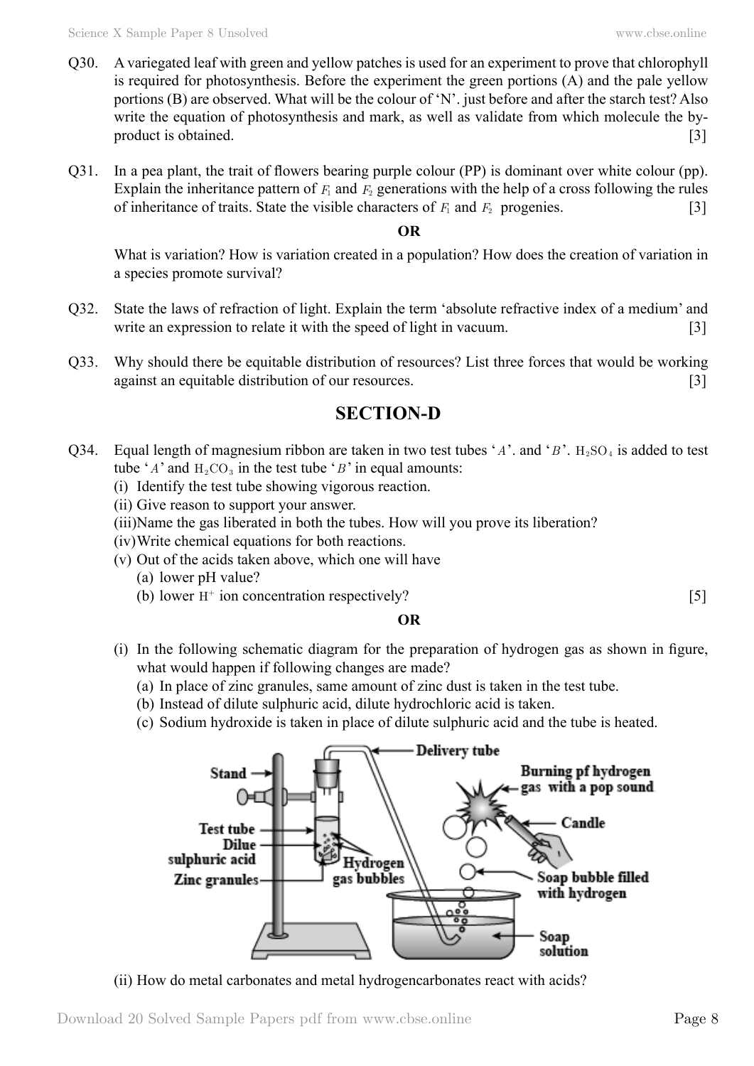Q30. A variegated leaf with green and yellow patches is used for an experiment to prove that chlorophyll is required for photosynthesis. Before the experiment the green portions (A) and the pale yellow portions (B) are observed. What will be the colour of 'N'. just before and after the starch test? Also write the equation of photosynthesis and mark, as well as validate from which molecule the by-product is obtained. [3]

Q31. In a pea plant, the trait of flowers bearing purple colour (PP) is dominant over white colour (pp). Explain the inheritance pattern of $F_1$ and $F_2$ generations with the help of a cross following the rules of inheritance of traits. State the visible characters of $F_1$ and $F_2$ progenies. [3]

**OR**

What is variation? How is variation created in a population? How does the creation of variation in a species promote survival?

Q32. State the laws of refraction of light. Explain the term 'absolute refractive index of a medium' and write an expression to relate it with the speed of light in vacuum. [3]

Q33. Why should there be equitable distribution of resources? List three forces that would be working against an equitable distribution of our resources. [3]

## SECTION-D

Q34. Equal length of magnesium ribbon are taken in two test tubes '$A$'. and '$B$'. $H_2SO_4$ is added to test tube '$A$' and $H_2CO_3$ in the test tube '$B$' in equal amounts:

(i) Identify the test tube showing vigorous reaction.
(ii) Give reason to support your answer.
(iii) Name the gas liberated in both the tubes. How will you prove its liberation?
(iv) Write chemical equations for both reactions.
(v) Out of the acids taken above, which one will have
 (a) lower pH value?
 (b) lower $H^+$ ion concentration respectively? [5]

**OR**

(i) In the following schematic diagram for the preparation of hydrogen gas as shown in figure, what would happen if following changes are made?
 (a) In place of zinc granules, same amount of zinc dust is taken in the test tube.
 (b) Instead of dilute sulphuric acid, dilute hydrochloric acid is taken.
 (c) Sodium hydroxide is taken in place of dilute sulphuric acid and the tube is heated.

Stand, Test tube, Dilue sulphuric acid, Zinc granules, Delivery tube, Hydrogen gas bubbles, Burning pf hydrogen gas with a pop sound, Candle, Soap bubble filled with hydrogen, Soap solution

(ii) How do metal carbonates and metal hydrogencarbonates react with acids?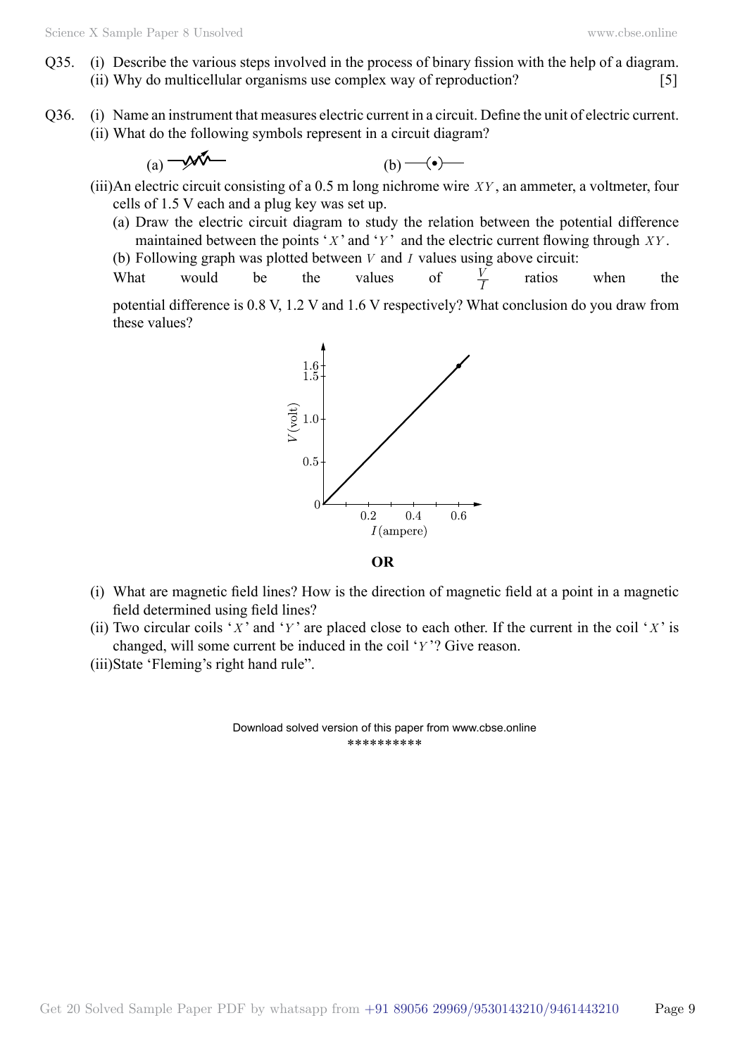Q35. (i) Describe the various steps involved in the process of binary fission with the help of a diagram.
(ii) Why do multicellular organisms use complex way of reproduction? [5]

Q36. (i) Name an instrument that measures electric current in a circuit. Define the unit of electric current.
(ii) What do the following symbols represent in a circuit diagram?

(a) (b)

(iii) An electric circuit consisting of a 0.5 m long nichrome wire $XY$, an ammeter, a voltmeter, four cells of 1.5 V each and a plug key was set up.

(a) Draw the electric circuit diagram to study the relation between the potential difference maintained between the points '$X$' and '$Y$' and the electric current flowing through $XY$.

(b) Following graph was plotted between $V$ and $I$ values using above circuit:

What would be the values of $\frac{V}{I}$ ratios when the potential difference is 0.8 V, 1.2 V and 1.6 V respectively? What conclusion do you draw from these values?

V (volt)
1.6
1.5
1.0
0.5
0
0.2
0.4
0.6
I (ampere)

**OR**

(i) What are magnetic field lines? How is the direction of magnetic field at a point in a magnetic field determined using field lines?
(ii) Two circular coils '$X$' and '$Y$' are placed close to each other. If the current in the coil '$X$' is changed, will some current be induced in the coil '$Y$'? Give reason.
(iii) State 'Fleming's right hand rule".

Download solved version of this paper from www.cbse.online

**********